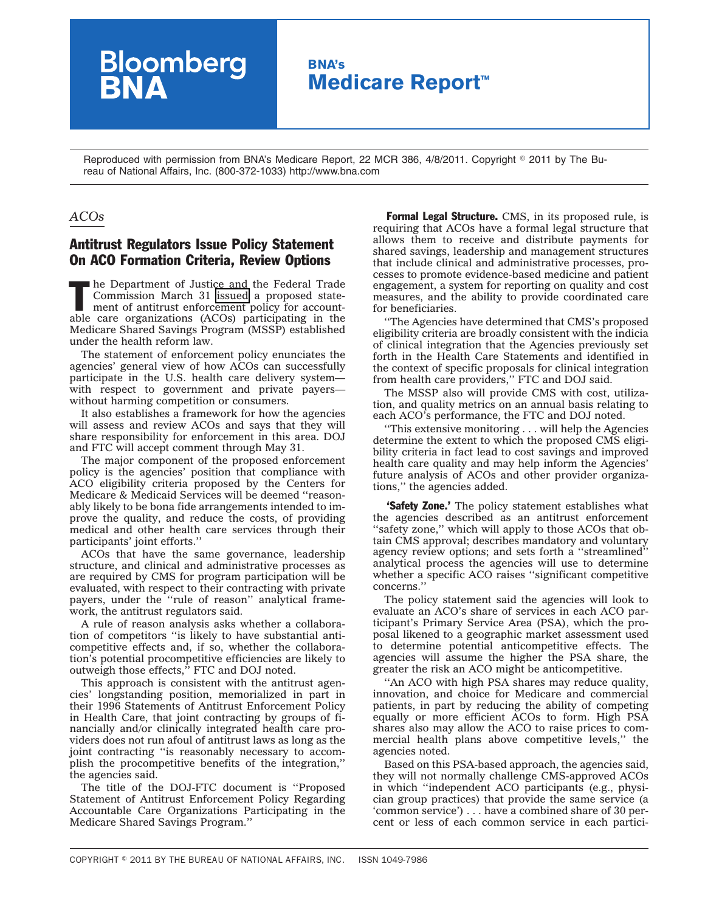Reproduced with permission from BNA's Medicare Report, 22 MCR 386, 4/8/2011. Copyright © 2011 by The Bureau of National Affairs, Inc. (800-372-1033) http://www.bna.com

*ACOs*

## Antitrust Regulators Issue Policy Statement On ACO Formation Criteria, Review Options

The Department of Justice and the Federal Trade Commission March 31 issued a proposed statement of antitrust enforcement policy for accountable care organizations (ACOs) participating in the Medicare Shared Savings Program (MSSP) established under the health reform law.

The statement of enforcement policy enunciates the agencies' general view of how ACOs can successfully participate in the U.S. health care delivery system—with respect to government and private payers—without harming competition or consumers.

It also establishes a framework for how the agencies will assess and review ACOs and says that they will share responsibility for enforcement in this area. DOJ and FTC will accept comment through May 31.

The major component of the proposed enforcement policy is the agencies' position that compliance with ACO eligibility criteria proposed by the Centers for Medicare & Medicaid Services will be deemed ''reasonably likely to be bona fide arrangements intended to improve the quality, and reduce the costs, of providing medical and other health care services through their participants' joint efforts.''

ACOs that have the same governance, leadership structure, and clinical and administrative processes as are required by CMS for program participation will be evaluated, with respect to their contracting with private payers, under the ''rule of reason'' analytical framework, the antitrust regulators said.

A rule of reason analysis asks whether a collaboration of competitors ''is likely to have substantial anticompetitive effects and, if so, whether the collaboration's potential procompetitive efficiencies are likely to outweigh those effects,'' FTC and DOJ noted.

This approach is consistent with the antitrust agencies' longstanding position, memorialized in part in their 1996 Statements of Antitrust Enforcement Policy in Health Care, that joint contracting by groups of financially and/or clinically integrated health care providers does not run afoul of antitrust laws as long as the joint contracting ''is reasonably necessary to accomplish the procompetitive benefits of the integration,'' the agencies said.

The title of the DOJ-FTC document is ''Proposed Statement of Antitrust Enforcement Policy Regarding Accountable Care Organizations Participating in the Medicare Shared Savings Program.''

**Formal Legal Structure.** CMS, in its proposed rule, is requiring that ACOs have a formal legal structure that allows them to receive and distribute payments for shared savings, leadership and management structures that include clinical and administrative processes, processes to promote evidence-based medicine and patient engagement, a system for reporting on quality and cost measures, and the ability to provide coordinated care for beneficiaries.

''The Agencies have determined that CMS's proposed eligibility criteria are broadly consistent with the indicia of clinical integration that the Agencies previously set forth in the Health Care Statements and identified in the context of specific proposals for clinical integration from health care providers,'' FTC and DOJ said.

The MSSP also will provide CMS with cost, utilization, and quality metrics on an annual basis relating to each ACO's performance, the FTC and DOJ noted.

''This extensive monitoring . . . will help the Agencies determine the extent to which the proposed CMS eligibility criteria in fact lead to cost savings and improved health care quality and may help inform the Agencies' future analysis of ACOs and other provider organizations,'' the agencies added.

**'Safety Zone.'** The policy statement establishes what the agencies described as an antitrust enforcement ''safety zone,'' which will apply to those ACOs that obtain CMS approval; describes mandatory and voluntary agency review options; and sets forth a ''streamlined'' analytical process the agencies will use to determine whether a specific ACO raises ''significant competitive concerns.''

The policy statement said the agencies will look to evaluate an ACO's share of services in each ACO participant's Primary Service Area (PSA), which the proposal likened to a geographic market assessment used to determine potential anticompetitive effects. The agencies will assume the higher the PSA share, the greater the risk an ACO might be anticompetitive.

''An ACO with high PSA shares may reduce quality, innovation, and choice for Medicare and commercial patients, in part by reducing the ability of competing equally or more efficient ACOs to form. High PSA shares also may allow the ACO to raise prices to commercial health plans above competitive levels,'' the agencies noted.

Based on this PSA-based approach, the agencies said, they will not normally challenge CMS-approved ACOs in which ''independent ACO participants (e.g., physician group practices) that provide the same service (a 'common service') . . . have a combined share of 30 percent or less of each common service in each partici-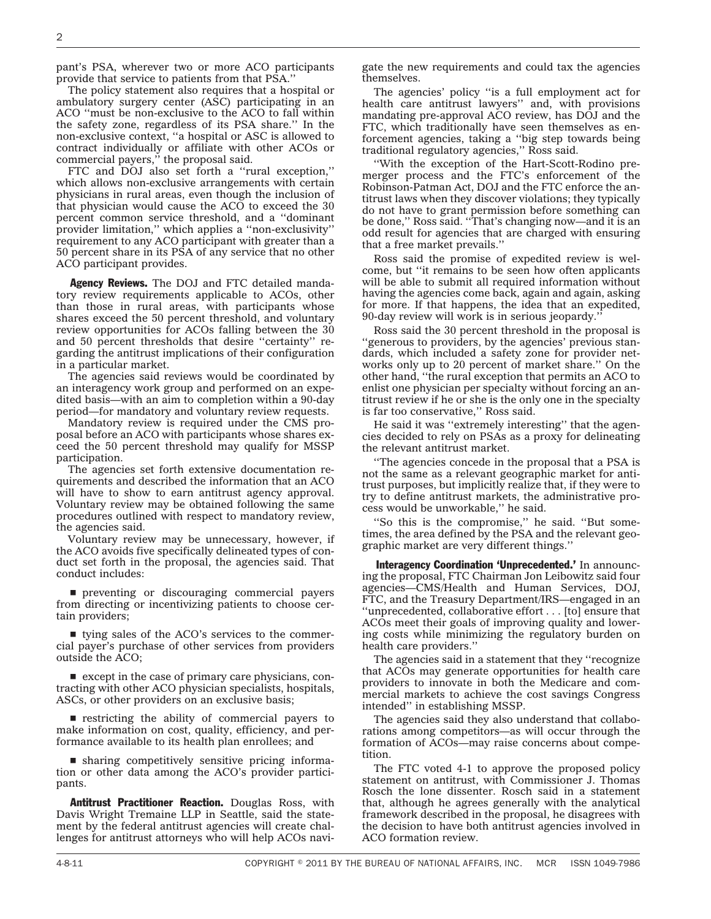pant's PSA, wherever two or more ACO participants provide that service to patients from that PSA.''

The policy statement also requires that a hospital or ambulatory surgery center (ASC) participating in an ACO ''must be non-exclusive to the ACO to fall within the safety zone, regardless of its PSA share.'' In the non-exclusive context, ''a hospital or ASC is allowed to contract individually or affiliate with other ACOs or commercial payers,'' the proposal said.

FTC and DOJ also set forth a ''rural exception,'' which allows non-exclusive arrangements with certain physicians in rural areas, even though the inclusion of that physician would cause the ACO to exceed the 30 percent common service threshold, and a ''dominant provider limitation,'' which applies a ''non-exclusivity'' requirement to any ACO participant with greater than a 50 percent share in its PSA of any service that no other ACO participant provides.

**Agency Reviews.** The DOJ and FTC detailed mandatory review requirements applicable to ACOs, other than those in rural areas, with participants whose shares exceed the 50 percent threshold, and voluntary review opportunities for ACOs falling between the 30 and 50 percent thresholds that desire ''certainty'' regarding the antitrust implications of their configuration in a particular market.

The agencies said reviews would be coordinated by an interagency work group and performed on an expedited basis—with an aim to completion within a 90-day period—for mandatory and voluntary review requests.

Mandatory review is required under the CMS proposal before an ACO with participants whose shares exceed the 50 percent threshold may qualify for MSSP participation.

The agencies set forth extensive documentation requirements and described the information that an ACO will have to show to earn antitrust agency approval. Voluntary review may be obtained following the same procedures outlined with respect to mandatory review, the agencies said.

Voluntary review may be unnecessary, however, if the ACO avoids five specifically delineated types of conduct set forth in the proposal, the agencies said. That conduct includes:

- preventing or discouraging commercial payers from directing or incentivizing patients to choose certain providers;
- tying sales of the ACO's services to the commercial payer's purchase of other services from providers outside the ACO;
- except in the case of primary care physicians, contracting with other ACO physician specialists, hospitals, ASCs, or other providers on an exclusive basis;
- restricting the ability of commercial payers to make information on cost, quality, efficiency, and performance available to its health plan enrollees; and
- sharing competitively sensitive pricing information or other data among the ACO's provider participants.

**Antitrust Practitioner Reaction.** Douglas Ross, with Davis Wright Tremaine LLP in Seattle, said the statement by the federal antitrust agencies will create challenges for antitrust attorneys who will help ACOs navigate the new requirements and could tax the agencies themselves.

The agencies' policy ''is a full employment act for health care antitrust lawyers'' and, with provisions mandating pre-approval ACO review, has DOJ and the FTC, which traditionally have seen themselves as enforcement agencies, taking a ''big step towards being traditional regulatory agencies,'' Ross said.

''With the exception of the Hart-Scott-Rodino premerger process and the FTC's enforcement of the Robinson-Patman Act, DOJ and the FTC enforce the antitrust laws when they discover violations; they typically do not have to grant permission before something can be done,'' Ross said. ''That's changing now—and it is an odd result for agencies that are charged with ensuring that a free market prevails.''

Ross said the promise of expedited review is welcome, but ''it remains to be seen how often applicants will be able to submit all required information without having the agencies come back, again and again, asking for more. If that happens, the idea that an expedited, 90-day review will work is in serious jeopardy.''

Ross said the 30 percent threshold in the proposal is ''generous to providers, by the agencies' previous standards, which included a safety zone for provider networks only up to 20 percent of market share.'' On the other hand, ''the rural exception that permits an ACO to enlist one physician per specialty without forcing an antitrust review if he or she is the only one in the specialty is far too conservative,'' Ross said.

He said it was ''extremely interesting'' that the agencies decided to rely on PSAs as a proxy for delineating the relevant antitrust market.

''The agencies concede in the proposal that a PSA is not the same as a relevant geographic market for antitrust purposes, but implicitly realize that, if they were to try to define antitrust markets, the administrative process would be unworkable,'' he said.

''So this is the compromise,'' he said. ''But sometimes, the area defined by the PSA and the relevant geographic market are very different things.''

**Interagency Coordination 'Unprecedented.'** In announcing the proposal, FTC Chairman Jon Leibowitz said four agencies—CMS/Health and Human Services, DOJ, FTC, and the Treasury Department/IRS—engaged in an ''unprecedented, collaborative effort . . . [to] ensure that ACOs meet their goals of improving quality and lowering costs while minimizing the regulatory burden on health care providers.''

The agencies said in a statement that they ''recognize that ACOs may generate opportunities for health care providers to innovate in both the Medicare and commercial markets to achieve the cost savings Congress intended'' in establishing MSSP.

The agencies said they also understand that collaborations among competitors—as will occur through the formation of ACOs—may raise concerns about competition.

The FTC voted 4-1 to approve the proposed policy statement on antitrust, with Commissioner J. Thomas Rosch the lone dissenter. Rosch said in a statement that, although he agrees generally with the analytical framework described in the proposal, he disagrees with the decision to have both antitrust agencies involved in ACO formation review.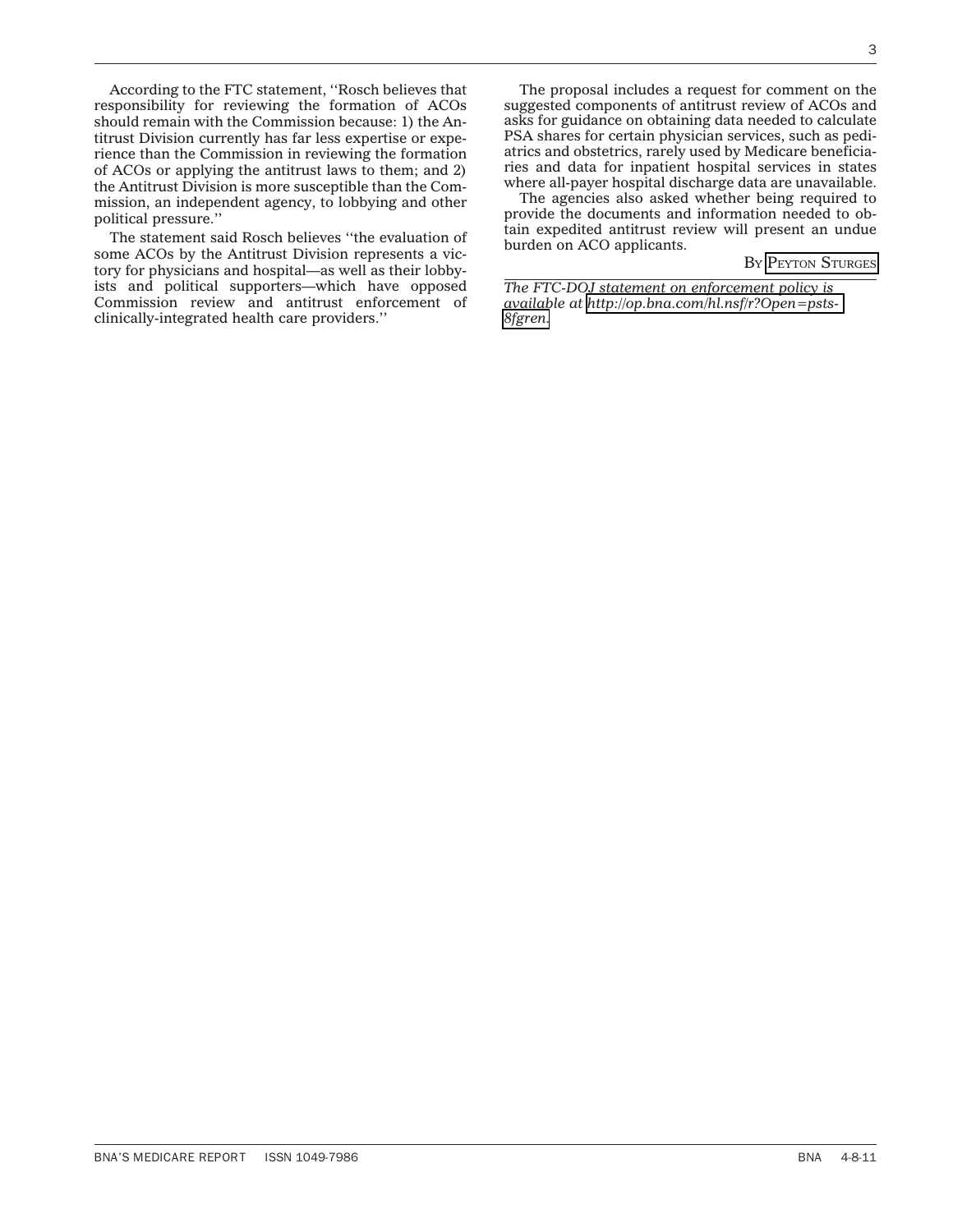According to the FTC statement, ''Rosch believes that responsibility for reviewing the formation of ACOs should remain with the Commission because: 1) the Antitrust Division currently has far less expertise or experience than the Commission in reviewing the formation of ACOs or applying the antitrust laws to them; and 2) the Antitrust Division is more susceptible than the Commission, an independent agency, to lobbying and other political pressure.''

The statement said Rosch believes ''the evaluation of some ACOs by the Antitrust Division represents a victory for physicians and hospital—as well as their lobbyists and political supporters—which have opposed Commission review and antitrust enforcement of clinically-integrated health care providers.''

The proposal includes a request for comment on the suggested components of antitrust review of ACOs and asks for guidance on obtaining data needed to calculate PSA shares for certain physician services, such as pediatrics and obstetrics, rarely used by Medicare beneficiaries and data for inpatient hospital services in states where all-payer hospital discharge data are unavailable.

The agencies also asked whether being required to provide the documents and information needed to obtain expedited antitrust review will present an undue burden on ACO applicants.

By Peyton Sturges

*The FTC-DOJ statement on enforcement policy is available at http://op.bna.com/hl.nsf/r?Open=psts-8fgren.*